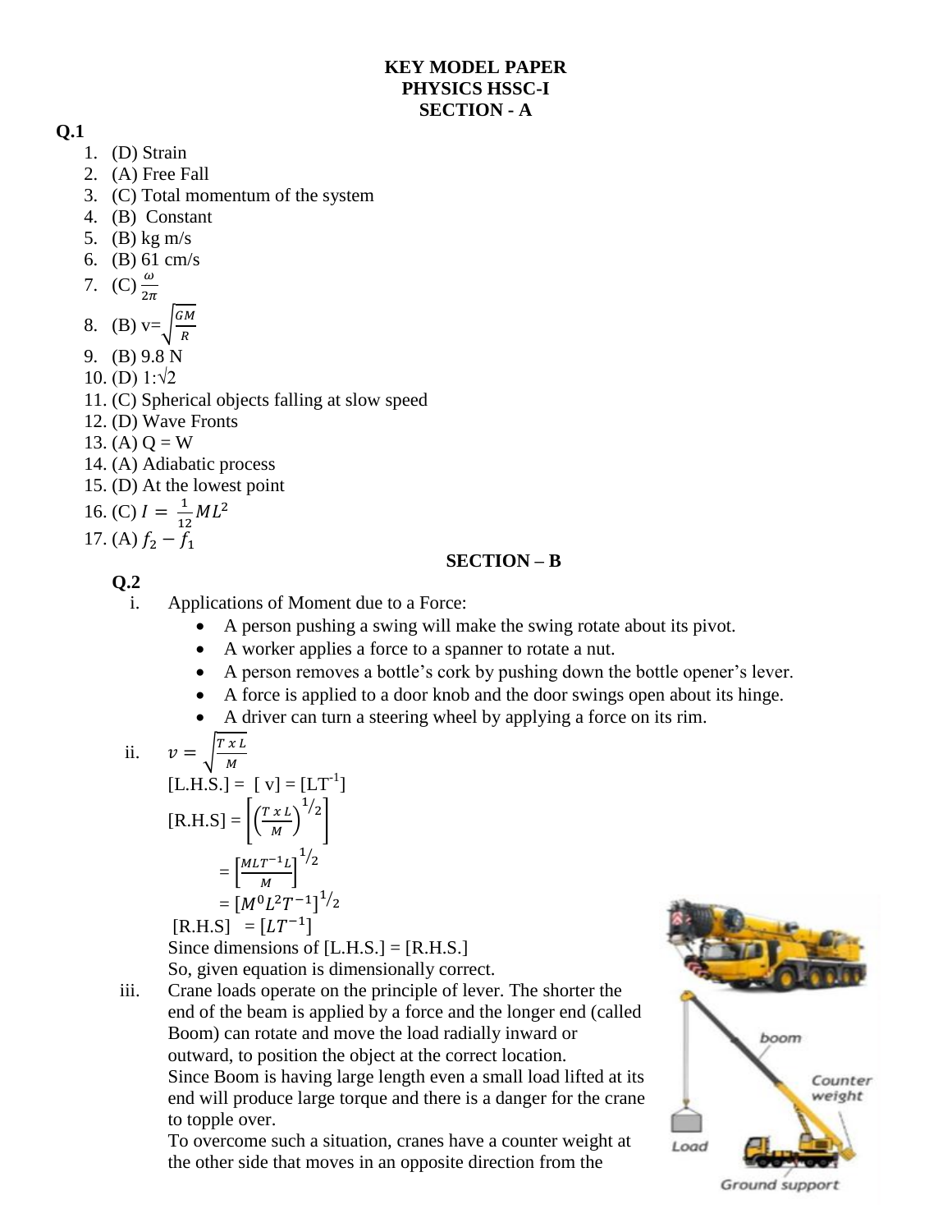# KEY MODEL PAPER
## PHYSICS HSSC-I
## SECTION - A

**Q.1**

1. (D) Strain
2. (A) Free Fall
3. (C) Total momentum of the system
4. (B) Constant
5. (B) kg m/s
6. (B) 61 cm/s
7. (C) $\frac{\omega}{2\pi}$
8. (B) $v=\sqrt{\frac{GM}{R}}$
9. (B) 9.8 N
10. (D) 1:√2
11. (C) Spherical objects falling at slow speed
12. (D) Wave Fronts
13. (A) Q = W
14. (A) Adiabatic process
15. (D) At the lowest point
16. (C) $I = \frac{1}{12}ML^2$
17. (A) $f_2 - f_1$

## SECTION – B

**Q.2**

i. Applications of Moment due to a Force:
   - A person pushing a swing will make the swing rotate about its pivot.
   - A worker applies a force to a spanner to rotate a nut.
   - A person removes a bottle's cork by pushing down the bottle opener's lever.
   - A force is applied to a door knob and the door swings open about its hinge.
   - A driver can turn a steering wheel by applying a force on its rim.

ii. $v = \sqrt{\frac{T \times L}{M}}$

   [L.H.S.] = [ v] = $[LT^{-1}]$

   [R.H.S] = $\left[\left(\frac{T \times L}{M}\right)^{1/2}\right]$

   $= \left[\frac{MLT^{-1}L}{M}\right]^{1/2}$

   $= [M^0L^2T^{-1}]^{1/2}$

   [R.H.S] $= [LT^{-1}]$

   Since dimensions of [L.H.S.] = [R.H.S.]
   So, given equation is dimensionally correct.

iii. Crane loads operate on the principle of lever. The shorter the end of the beam is applied by a force and the longer end (called Boom) can rotate and move the load radially inward or outward, to position the object at the correct location.
   Since Boom is having large length even a small load lifted at its end will produce large torque and there is a danger for the crane to topple over.
   To overcome such a situation, cranes have a counter weight at the other side that moves in an opposite direction from the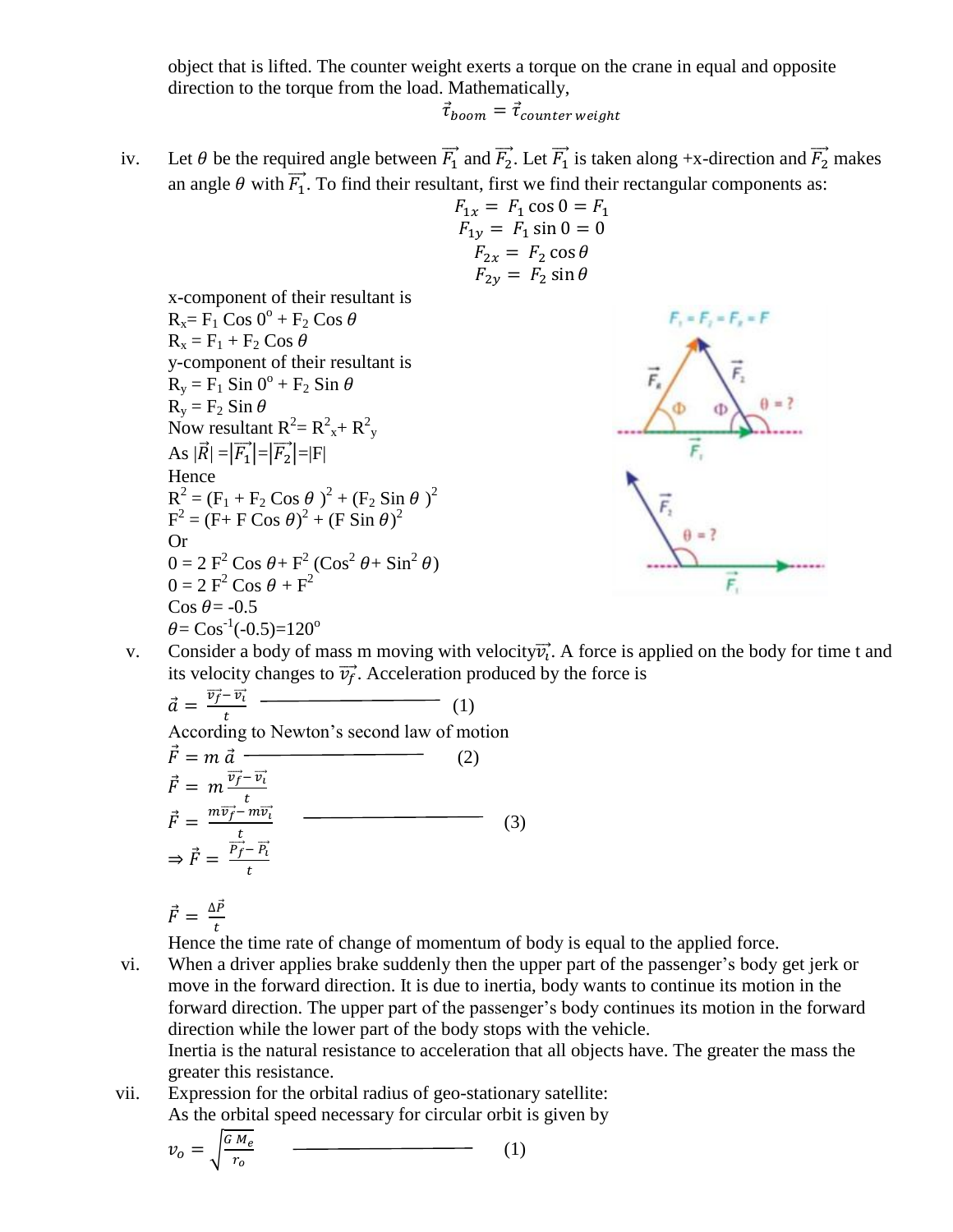object that is lifted. The counter weight exerts a torque on the crane in equal and opposite direction to the torque from the load. Mathematically,

$$\vec{\tau}_{boom} = \vec{\tau}_{counter\,weight}$$

iv. Let $\theta$ be the required angle between $\vec{F_1}$ and $\vec{F_2}$. Let $\vec{F_1}$ is taken along +x-direction and $\vec{F_2}$ makes an angle $\theta$ with $\vec{F_1}$. To find their resultant, first we find their rectangular components as:

$$F_{1x} = F_1 \cos 0 = F_1$$
$$F_{1y} = F_1 \sin 0 = 0$$
$$F_{2x} = F_2 \cos \theta$$
$$F_{2y} = F_2 \sin \theta$$

x-component of their resultant is

$R_x = F_1 \cos 0^o + F_2 \cos \theta$

$R_x = F_1 + F_2 \cos \theta$

y-component of their resultant is

$R_y = F_1 \sin 0^o + F_2 \sin \theta$

$R_y = F_2 \sin \theta$

Now resultant $R^2 = R_x^2 + R_y^2$

As $|\vec{R}| = |\vec{F_1}| = |\vec{F_2}| = |F|$

Hence

$R^2 = (F_1 + F_2 \cos \theta)^2 + (F_2 \sin \theta)^2$

$F^2 = (F + F \cos \theta)^2 + (F \sin \theta)^2$

Or

$0 = 2F^2 \cos \theta + F^2 (\cos^2 \theta + \sin^2 \theta)$

$0 = 2F^2 \cos \theta + F^2$

$\cos \theta = -0.5$

$\theta = \cos^{-1}(-0.5) = 120^o$

$F_1 = F_2 = F_R = F$

v. Consider a body of mass m moving with velocity $\vec{v_i}$. A force is applied on the body for time t and its velocity changes to $\vec{v_f}$. Acceleration produced by the force is

$$\vec{a} = \frac{\vec{v_f} - \vec{v_i}}{t} \quad (1)$$

According to Newton's second law of motion

$$\vec{F} = m\,\vec{a} \quad (2)$$

$$\vec{F} = m\,\frac{\vec{v_f} - \vec{v_i}}{t}$$

$$\vec{F} = \frac{m\vec{v_f} - m\vec{v_i}}{t} \quad (3)$$

$$\Rightarrow \vec{F} = \frac{\vec{P_f} - \vec{P_i}}{t}$$

$$\vec{F} = \frac{\Delta \vec{P}}{t}$$

Hence the time rate of change of momentum of body is equal to the applied force.

vi. When a driver applies brake suddenly then the upper part of the passenger's body get jerk or move in the forward direction. It is due to inertia, body wants to continue its motion in the forward direction. The upper part of the passenger's body continues its motion in the forward direction while the lower part of the body stops with the vehicle.

Inertia is the natural resistance to acceleration that all objects have. The greater the mass the greater this resistance.

vii. Expression for the orbital radius of geo-stationary satellite:

As the orbital speed necessary for circular orbit is given by

$$v_o = \sqrt{\frac{G\,M_e}{r_o}} \quad (1)$$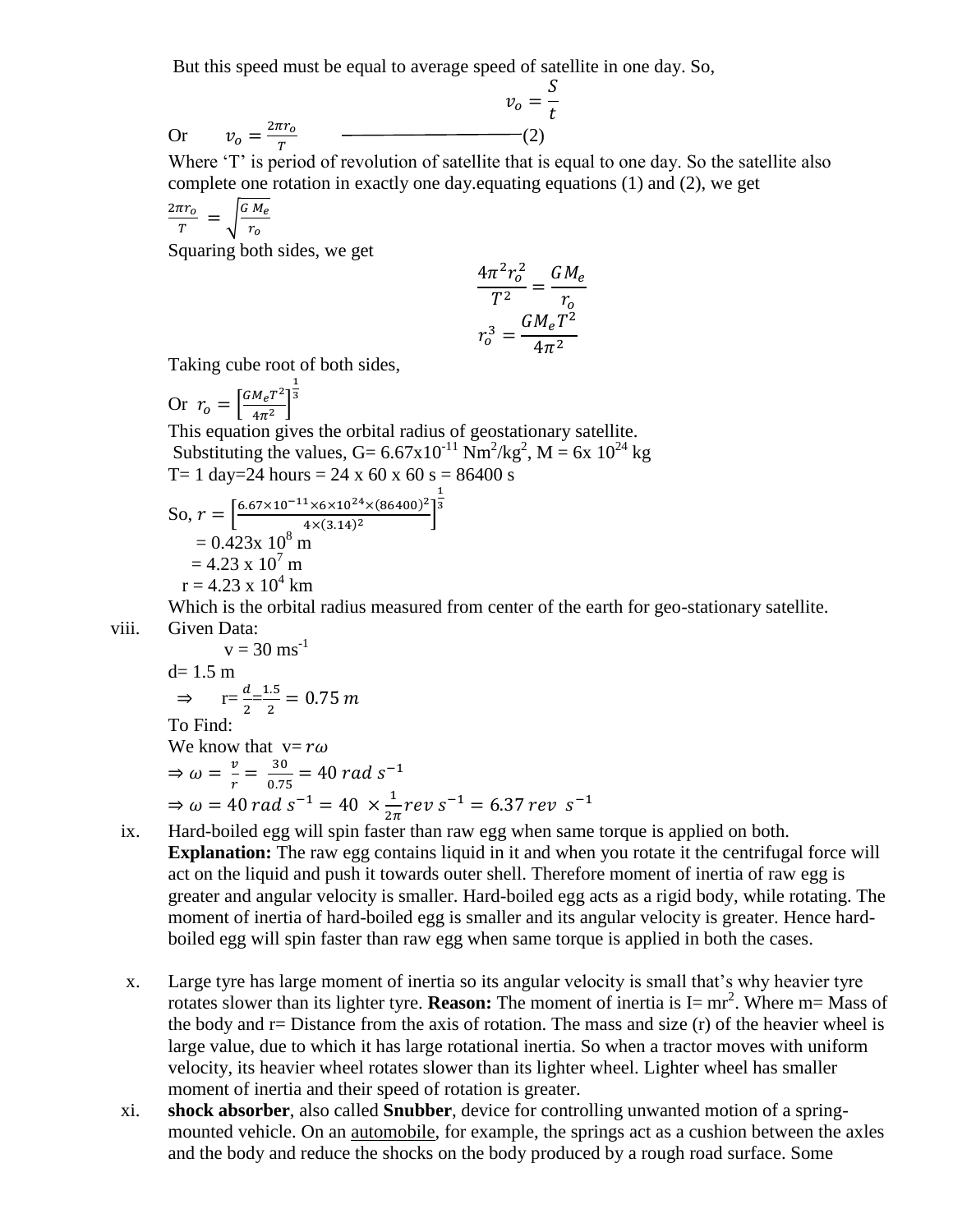But this speed must be equal to average speed of satellite in one day. So,

$$v_o = \frac{S}{t}$$

Or $v_o = \frac{2\pi r_o}{T}$ ——————————(2)

Where 'T' is period of revolution of satellite that is equal to one day. So the satellite also complete one rotation in exactly one day.equating equations (1) and (2), we get

$$\frac{2\pi r_o}{T} = \sqrt{\frac{G M_e}{r_o}}$$

Squaring both sides, we get

$$\frac{4\pi^2 r_o^2}{T^2} = \frac{GM_e}{r_o}$$

$$r_o^3 = \frac{GM_e T^2}{4\pi^2}$$

Taking cube root of both sides,

Or $r_o = \left[\frac{GM_e T^2}{4\pi^2}\right]^{\frac{1}{3}}$

This equation gives the orbital radius of geostationary satellite.

Substituting the values, G= $6.67 \times 10^{-11}$ $Nm^2/kg^2$, M = $6 \times 10^{24}$ kg

T= 1 day=24 hours = 24 x 60 x 60 s = 86400 s

So, $r = \left[\frac{6.67\times10^{-11}\times6\times10^{24}\times(86400)^2}{4\times(3.14)^2}\right]^{\frac{1}{3}}$

= $0.423 \times 10^8$ m

= $4.23 \times 10^7$ m

r = $4.23 \times 10^4$ km

Which is the orbital radius measured from center of the earth for geo-stationary satellite.

viii. Given Data:

v = 30 $ms^{-1}$

d= 1.5 m

$\Rightarrow$ $r = \frac{d}{2} = \frac{1.5}{2} = 0.75\ m$

To Find:

We know that $v = r\omega$

$\Rightarrow \omega = \frac{v}{r} = \frac{30}{0.75} = 40\ rad\ s^{-1}$

$\Rightarrow \omega = 40\ rad\ s^{-1} = 40 \times \frac{1}{2\pi} rev\ s^{-1} = 6.37\ rev\ s^{-1}$

ix. Hard-boiled egg will spin faster than raw egg when same torque is applied on both. **Explanation:** The raw egg contains liquid in it and when you rotate it the centrifugal force will act on the liquid and push it towards outer shell. Therefore moment of inertia of raw egg is greater and angular velocity is smaller. Hard-boiled egg acts as a rigid body, while rotating. The moment of inertia of hard-boiled egg is smaller and its angular velocity is greater. Hence hard-boiled egg will spin faster than raw egg when same torque is applied in both the cases.

x. Large tyre has large moment of inertia so its angular velocity is small that's why heavier tyre rotates slower than its lighter tyre. **Reason:** The moment of inertia is $I = mr^2$. Where m= Mass of the body and r= Distance from the axis of rotation. The mass and size (r) of the heavier wheel is large value, due to which it has large rotational inertia. So when a tractor moves with uniform velocity, its heavier wheel rotates slower than its lighter wheel. Lighter wheel has smaller moment of inertia and their speed of rotation is greater.

xi. **shock absorber**, also called **Snubber**, device for controlling unwanted motion of a spring-mounted vehicle. On an automobile, for example, the springs act as a cushion between the axles and the body and reduce the shocks on the body produced by a rough road surface. Some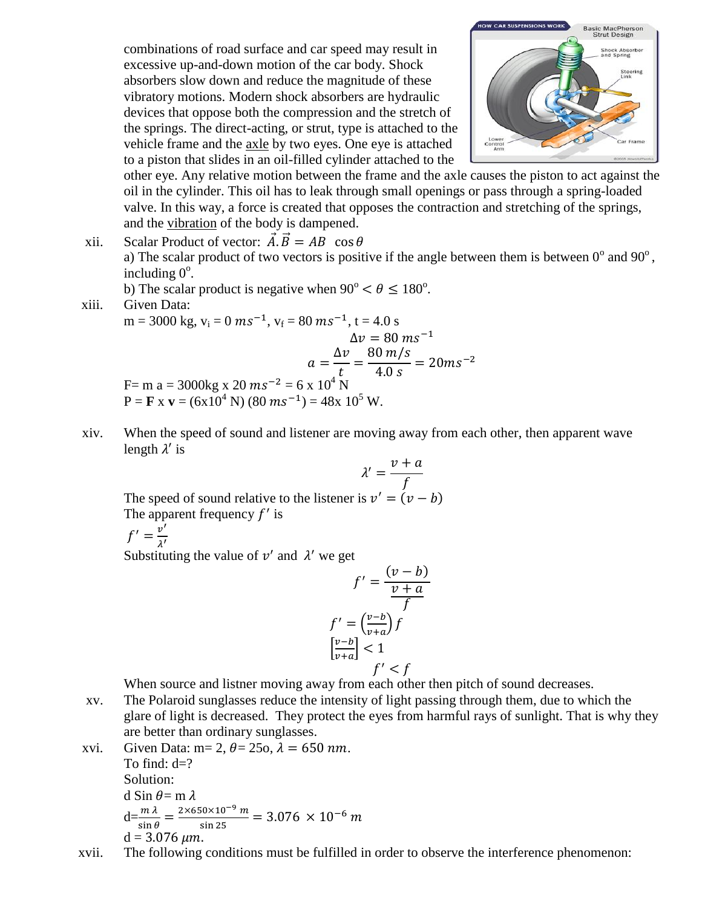combinations of road surface and car speed may result in excessive up-and-down motion of the car body. Shock absorbers slow down and reduce the magnitude of these vibratory motions. Modern shock absorbers are hydraulic devices that oppose both the compression and the stretch of the springs. The direct-acting, or strut, type is attached to the vehicle frame and the axle by two eyes. One eye is attached to a piston that slides in an oil-filled cylinder attached to the other eye. Any relative motion between the frame and the axle causes the piston to act against the oil in the cylinder. This oil has to leak through small openings or pass through a spring-loaded valve. In this way, a force is created that opposes the contraction and stretching of the springs, and the vibration of the body is dampened.

xii. Scalar Product of vector: $\vec{A}.\vec{B} = AB \cos\theta$

a) The scalar product of two vectors is positive if the angle between them is between 0° and 90°, including 0°.

b) The scalar product is negative when $90^o < \theta \leq 180^o$.

xiii. Given Data:

m = 3000 kg, $v_i = 0\ ms^{-1}$, $v_f = 80\ ms^{-1}$, t = 4.0 s

$$\Delta v = 80\ ms^{-1}$$

$$a = \frac{\Delta v}{t} = \frac{80\ m/s}{4.0\ s} = 20ms^{-2}$$

F= m a = 3000kg x 20 $ms^{-2}$ = 6 x $10^4$ N

P = **F** x **v** = (6x$10^4$ N) (80 $ms^{-1}$) = 48x $10^5$ W.

xiv. When the speed of sound and listener are moving away from each other, then apparent wave length $\lambda'$ is

$$\lambda' = \frac{v+a}{f}$$

The speed of sound relative to the listener is $v' = (v - b)$

The apparent frequency $f'$ is

$f' = \frac{v'}{\lambda'}$

Substituting the value of $v'$ and $\lambda'$ we get

$$f' = \frac{(v-b)}{\frac{v+a}{f}}$$

$$f' = \left(\frac{v-b}{v+a}\right) f$$

$$\left[\frac{v-b}{v+a}\right] < 1$$

$$f' < f$$

When source and listner moving away from each other then pitch of sound decreases.

xv. The Polaroid sunglasses reduce the intensity of light passing through them, due to which the glare of light is decreased. They protect the eyes from harmful rays of sunlight. That is why they are better than ordinary sunglasses.

xvi. Given Data: m= 2, $\theta$= 25o, $\lambda = 650\ nm$.

To find: d=?

Solution:

d Sin $\theta$= m $\lambda$

d=$\frac{m\,\lambda}{\sin\theta} = \frac{2 \times 650 \times 10^{-9}\ m}{\sin 25} = 3.076\ \times 10^{-6}\ m$

d = 3.076 $\mu m$.

xvii. The following conditions must be fulfilled in order to observe the interference phenomenon: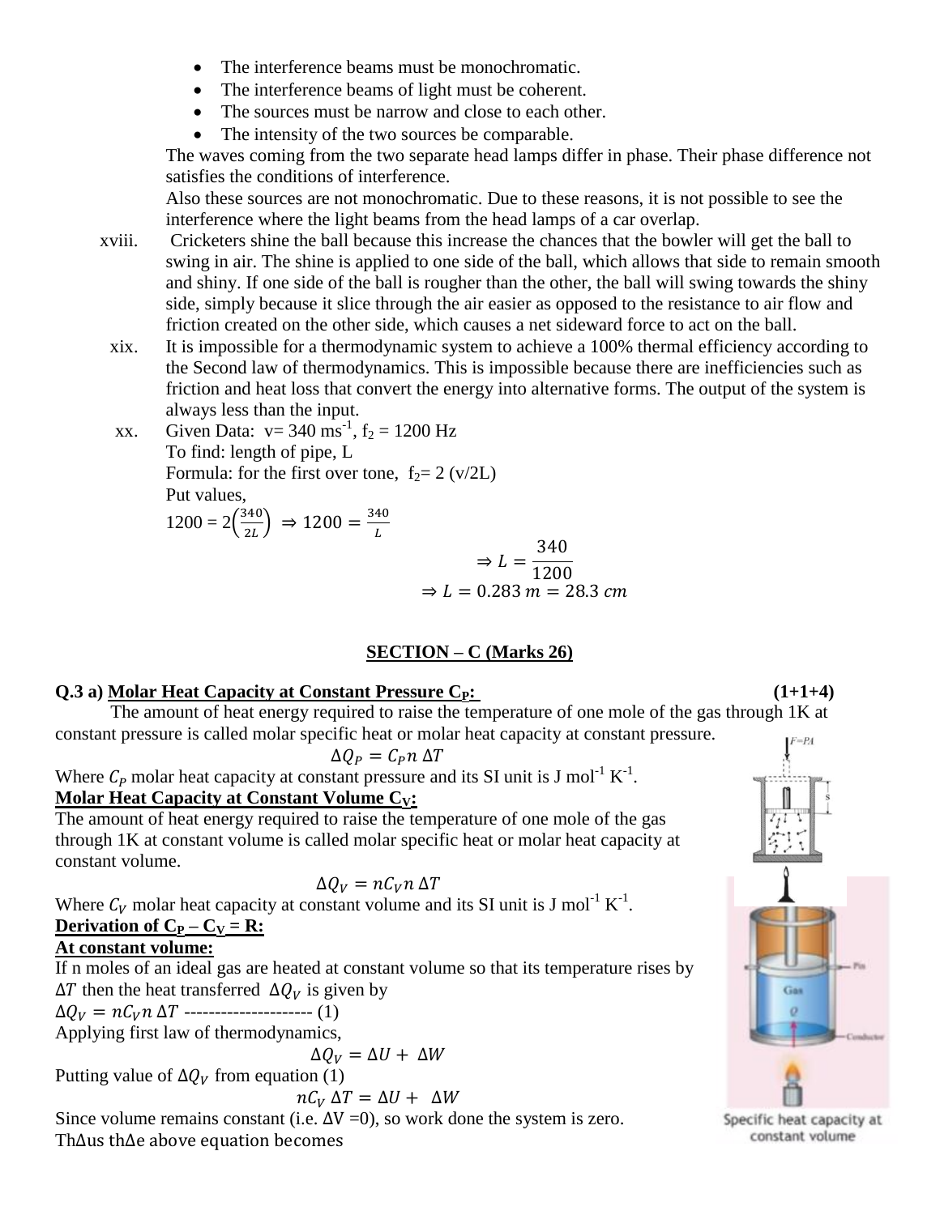- The interference beams must be monochromatic.
- The interference beams of light must be coherent.
- The sources must be narrow and close to each other.
- The intensity of the two sources be comparable.

The waves coming from the two separate head lamps differ in phase. Their phase difference not satisfies the conditions of interference.

Also these sources are not monochromatic. Due to these reasons, it is not possible to see the interference where the light beams from the head lamps of a car overlap.

xviii. Cricketers shine the ball because this increase the chances that the bowler will get the ball to swing in air. The shine is applied to one side of the ball, which allows that side to remain smooth and shiny. If one side of the ball is rougher than the other, the ball will swing towards the shiny side, simply because it slice through the air easier as opposed to the resistance to air flow and friction created on the other side, which causes a net sideward force to act on the ball.

xix. It is impossible for a thermodynamic system to achieve a 100% thermal efficiency according to the Second law of thermodynamics. This is impossible because there are inefficiencies such as friction and heat loss that convert the energy into alternative forms. The output of the system is always less than the input.

xx. Given Data: $v = 340\ ms^{-1}$, $f_2 = 1200$ Hz

To find: length of pipe, L

Formula: for the first over tone, $f_2 = 2\ (v/2L)$

Put values,

$$1200 = 2\left(\frac{340}{2L}\right) \Rightarrow 1200 = \frac{340}{L}$$

$$\Rightarrow L = \frac{340}{1200}$$

$$\Rightarrow L = 0.283\ m = 28.3\ cm$$

## SECTION – C (Marks 26)

**Q.3 a) Molar Heat Capacity at Constant Pressure $C_P$:** **(1+1+4)**

The amount of heat energy required to raise the temperature of one mole of the gas through 1K at constant pressure is called molar specific heat or molar heat capacity at constant pressure.

$$\Delta Q_P = C_P n\ \Delta T$$

Where $C_P$ molar heat capacity at constant pressure and its SI unit is J mol$^{-1}$ K$^{-1}$.

**Molar Heat Capacity at Constant Volume $C_V$:**

The amount of heat energy required to raise the temperature of one mole of the gas through 1K at constant volume is called molar specific heat or molar heat capacity at constant volume.

$$\Delta Q_V = nC_V n\ \Delta T$$

Where $C_V$ molar heat capacity at constant volume and its SI unit is J mol$^{-1}$ K$^{-1}$.

**Derivation of $C_P - C_V = R$:**

**At constant volume:**

If n moles of an ideal gas are heated at constant volume so that its temperature rises by $\Delta T$ then the heat transferred $\Delta Q_V$ is given by

$\Delta Q_V = nC_V n\ \Delta T$ --------------------- (1)

Applying first law of thermodynamics,

$$\Delta Q_V = \Delta U + \Delta W$$

Putting value of $\Delta Q_V$ from equation (1)

$$nC_V\ \Delta T = \Delta U + \Delta W$$

Since volume remains constant (i.e. $\Delta V = 0$), so work done the system is zero.

ThΔus thΔe above equation becomes

Specific heat capacity at constant volume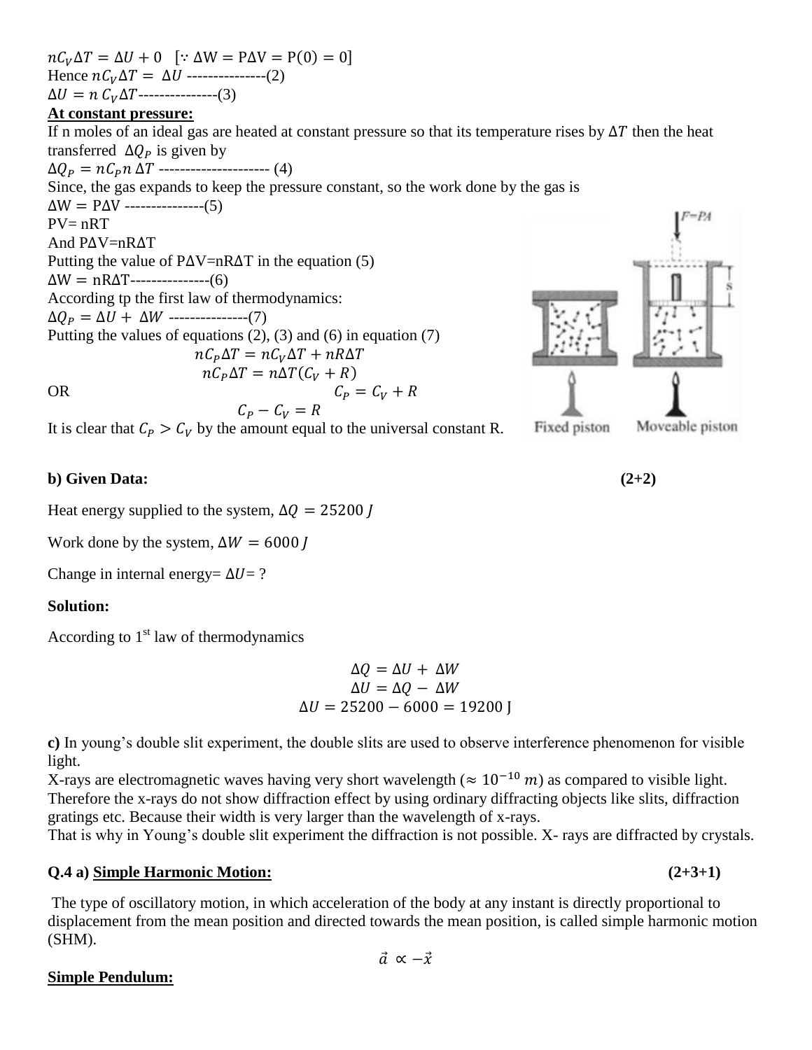$nC_V\Delta T = \Delta U + 0$ [$\because \Delta W = P\Delta V = P(0) = 0$]

Hence $nC_V\Delta T = \Delta U$ ---------------(2)

$\Delta U = n\, C_V\Delta T$---------------(3)

**At constant pressure:**

If n moles of an ideal gas are heated at constant pressure so that its temperature rises by $\Delta T$ then the heat transferred $\Delta Q_P$ is given by

$\Delta Q_P = nC_P n\, \Delta T$ --------------------- (4)

Since, the gas expands to keep the pressure constant, so the work done by the gas is

$\Delta W = P\Delta V$ ---------------(5)

PV= nRT

And $P\Delta V = nR\Delta T$

Putting the value of $P\Delta V = nR\Delta T$ in the equation (5)

$\Delta W = nR\Delta T$---------------(6)

According tp the first law of thermodynamics:

$\Delta Q_P = \Delta U + \Delta W$ ---------------(7)

Putting the values of equations (2), (3) and (6) in equation (7)

$$nC_P\Delta T = nC_V\Delta T + nR\Delta T$$

$$nC_P\Delta T = n\Delta T(C_V + R)$$

OR

$$C_P = C_V + R$$

$$C_P - C_V = R$$

It is clear that $C_P > C_V$ by the amount equal to the universal constant R.

F=PA

s

Fixed piston Moveable piston

**b) Given Data:** **(2+2)**

Heat energy supplied to the system, $\Delta Q = 25200\,J$

Work done by the system, $\Delta W = 6000\,J$

Change in internal energy= $\Delta U$= ?

**Solution:**

According to 1st law of thermodynamics

$$\Delta Q = \Delta U + \Delta W$$
$$\Delta U = \Delta Q - \Delta W$$
$$\Delta U = 25200 - 6000 = 19200\text{ J}$$

**c)** In young's double slit experiment, the double slits are used to observe interference phenomenon for visible light.

X-rays are electromagnetic waves having very short wavelength ($\approx 10^{-10}\,m$) as compared to visible light. Therefore the x-rays do not show diffraction effect by using ordinary diffracting objects like slits, diffraction gratings etc. Because their width is very larger than the wavelength of x-rays.

That is why in Young's double slit experiment the diffraction is not possible. X- rays are diffracted by crystals.

**Q.4 a) Simple Harmonic Motion:** **(2+3+1)**

The type of oscillatory motion, in which acceleration of the body at any instant is directly proportional to displacement from the mean position and directed towards the mean position, is called simple harmonic motion (SHM).

$$\vec{a} \propto -\vec{x}$$

**Simple Pendulum:**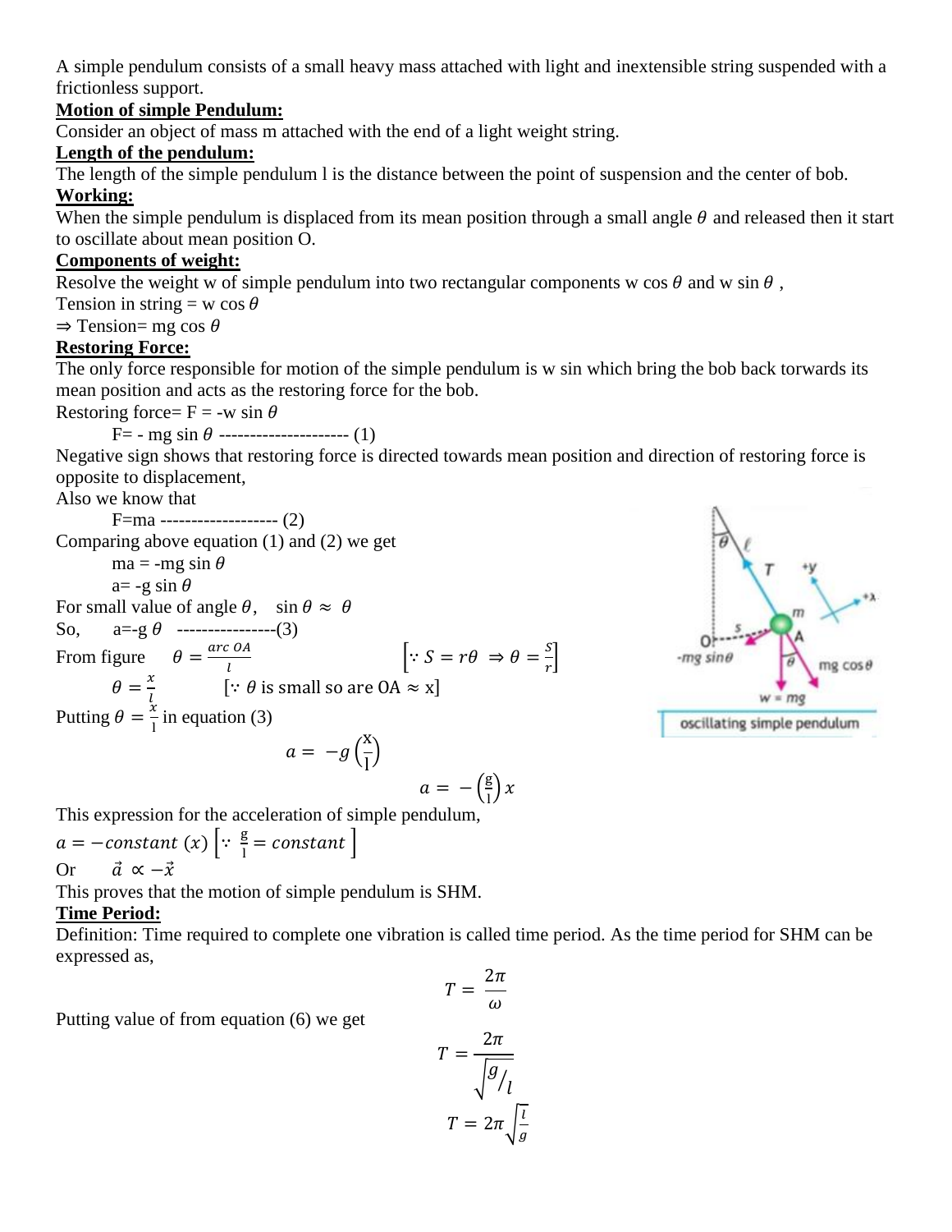A simple pendulum consists of a small heavy mass attached with light and inextensible string suspended with a frictionless support.

**Motion of simple Pendulum:**

Consider an object of mass m attached with the end of a light weight string.

**Length of the pendulum:**

The length of the simple pendulum l is the distance between the point of suspension and the center of bob.

**Working:**

When the simple pendulum is displaced from its mean position through a small angle $\theta$ and released then it start to oscillate about mean position O.

**Components of weight:**

Resolve the weight w of simple pendulum into two rectangular components w cos $\theta$ and w sin $\theta$ ,

Tension in string = w cos $\theta$

$\Rightarrow$ Tension= mg cos $\theta$

**Restoring Force:**

The only force responsible for motion of the simple pendulum is w sin which bring the bob back torwards its mean position and acts as the restoring force for the bob.

Restoring force= F = -w sin $\theta$

F= - mg sin $\theta$ --------------------- (1)

Negative sign shows that restoring force is directed towards mean position and direction of restoring force is opposite to displacement,

Also we know that

F=ma ------------------- (2)

Comparing above equation (1) and (2) we get

ma = -mg sin $\theta$

a= -g sin $\theta$

For small value of angle $\theta$, $\sin\theta \approx \theta$

So, a=-g $\theta$ ----------------(3)

From figure $\theta = \frac{arc\ OA}{l}$ $\left[\because S = r\theta \Rightarrow \theta = \frac{S}{r}\right]$

$\theta = \frac{x}{l}$ [$\because \theta$ is small so are OA $\approx$ x]

Putting $\theta = \frac{x}{l}$ in equation (3)

$$a = -g\left(\frac{x}{l}\right)$$

$$a = -\left(\frac{g}{l}\right)x$$

This expression for the acceleration of simple pendulum,

$a = -constant\ (x)\left[\because \frac{g}{l} = constant\right]$

Or $\vec{a} \propto -\vec{x}$

This proves that the motion of simple pendulum is SHM.

**Time Period:**

Definition: Time required to complete one vibration is called time period. As the time period for SHM can be expressed as,

$$T = \frac{2\pi}{\omega}$$

Putting value of from equation (6) we get

$$T = \frac{2\pi}{\sqrt{g/l}}$$

$$T = 2\pi\sqrt{\frac{l}{g}}$$

oscillating simple pendulum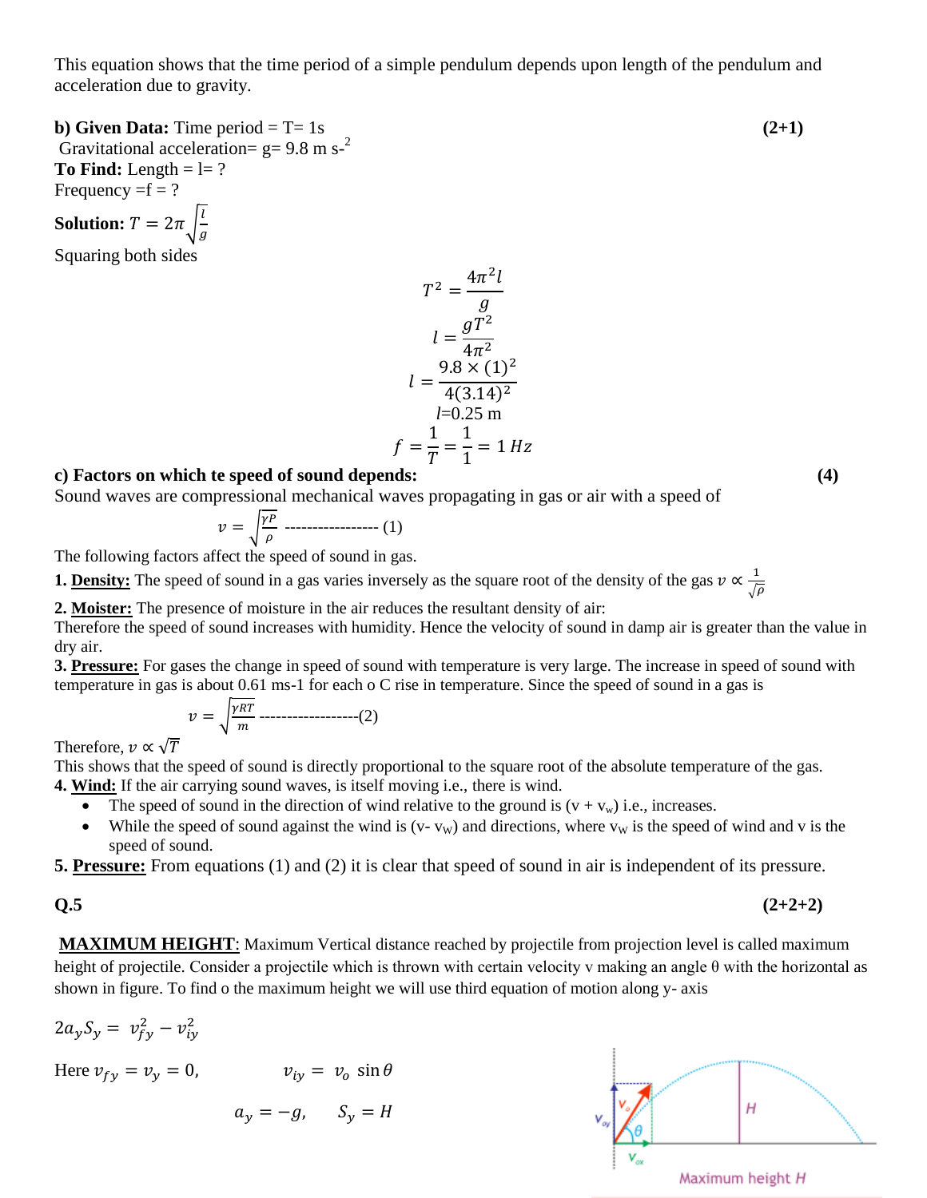This equation shows that the time period of a simple pendulum depends upon length of the pendulum and acceleration due to gravity.

**b) Given Data:** Time period = T= 1s **(2+1)**

Gravitational acceleration= g= 9.8 m s-$^{2}$

**To Find:** Length = l= ?

Frequency =f = ?

**Solution:** $T = 2\pi\sqrt{\frac{l}{g}}$

Squaring both sides

$$T^2 = \frac{4\pi^2 l}{g}$$

$$l = \frac{gT^2}{4\pi^2}$$

$$l = \frac{9.8 \times (1)^2}{4(3.14)^2}$$

$$l = 0.25 \text{ m}$$

$$f = \frac{1}{T} = \frac{1}{1} = 1\,Hz$$

**c) Factors on which te speed of sound depends:** **(4)**

Sound waves are compressional mechanical waves propagating in gas or air with a speed of

$$v = \sqrt{\frac{\gamma P}{\rho}} \text{ ----------------- (1)}$$

The following factors affect the speed of sound in gas.

**1. Density:** The speed of sound in a gas varies inversely as the square root of the density of the gas $v \propto \frac{1}{\sqrt{\rho}}$

**2. Moister:** The presence of moisture in the air reduces the resultant density of air:
Therefore the speed of sound increases with humidity. Hence the velocity of sound in damp air is greater than the value in dry air.

**3. Pressure:** For gases the change in speed of sound with temperature is very large. The increase in speed of sound with temperature in gas is about 0.61 ms-1 for each o C rise in temperature. Since the speed of sound in a gas is

$$v = \sqrt{\frac{\gamma RT}{m}} \text{ ------------------(2)}$$

Therefore, $v \propto \sqrt{T}$

This shows that the speed of sound is directly proportional to the square root of the absolute temperature of the gas.

**4. Wind:** If the air carrying sound waves, is itself moving i.e., there is wind.

- The speed of sound in the direction of wind relative to the ground is ($v + v_w$) i.e., increases.
- While the speed of sound against the wind is ($v - v_W$) and directions, where $v_W$ is the speed of wind and v is the speed of sound.

**5. Pressure:** From equations (1) and (2) it is clear that speed of sound in air is independent of its pressure.

**Q.5** **(2+2+2)**

**MAXIMUM HEIGHT**: Maximum Vertical distance reached by projectile from projection level is called maximum height of projectile. Consider a projectile which is thrown with certain velocity v making an angle θ with the horizontal as shown in figure. To find o the maximum height we will use third equation of motion along y- axis

$$2a_y S_y = v_{fy}^2 - v_{iy}^2$$

Here $v_{fy} = v_y = 0$, $\quad v_{iy} = v_o \sin\theta$

$$a_y = -g, \quad S_y = H$$

$V_o$
$V_{oy}$
$\theta$
$V_{ox}$
$H$
Maximum height $H$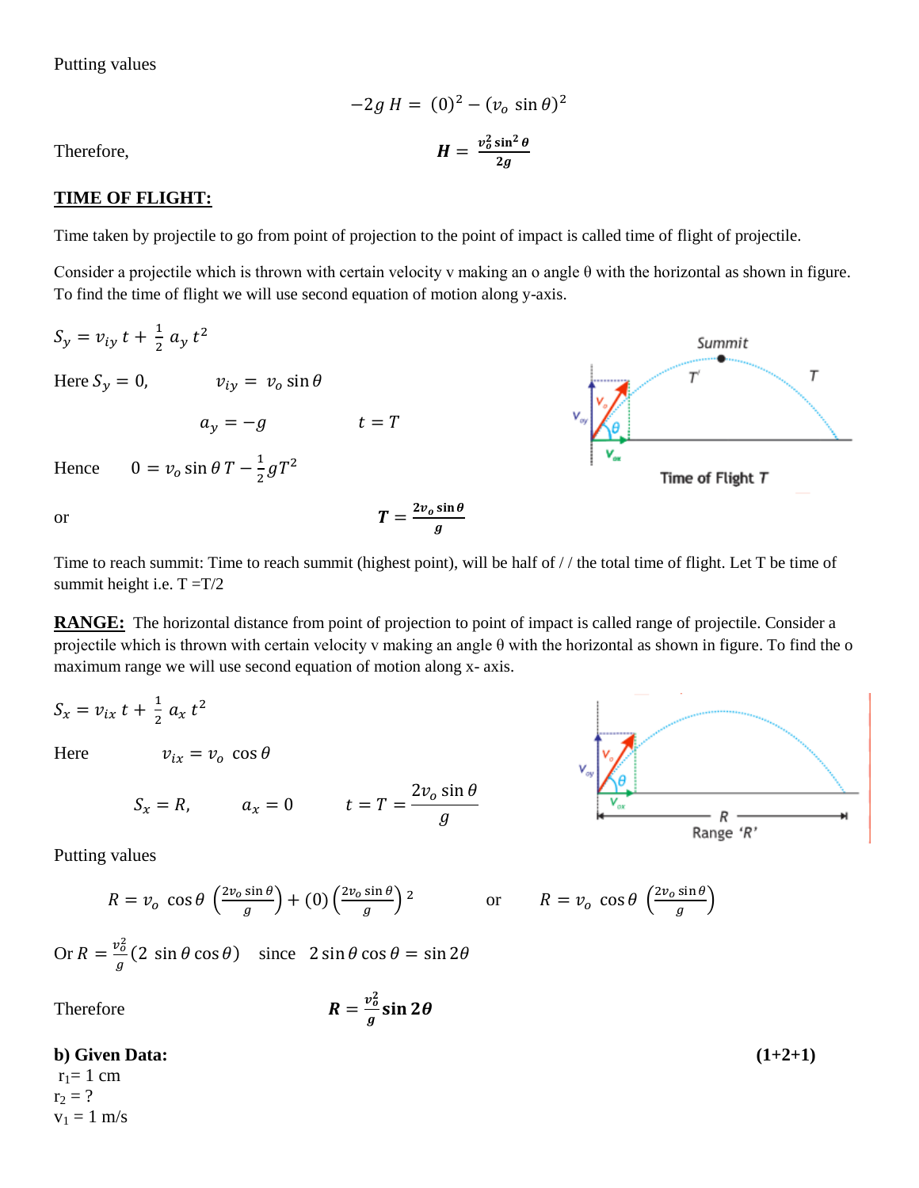Putting values

$$-2g\,H = (0)^2 - (v_o \sin\theta)^2$$

Therefore,
$$\boldsymbol{H = \frac{v_o^2 \sin^2\theta}{2g}}$$

**TIME OF FLIGHT:**

Time taken by projectile to go from point of projection to the point of impact is called time of flight of projectile.

Consider a projectile which is thrown with certain velocity v making an o angle θ with the horizontal as shown in figure. To find the time of flight we will use second equation of motion along y-axis.

$$S_y = v_{iy}\,t + \frac{1}{2}\,a_y\,t^2$$

Here $S_y = 0$, $v_{iy} = v_o \sin\theta$

$a_y = -g$ $t = T$

Hence $0 = v_o \sin\theta\, T - \frac{1}{2} g T^2$

or
$$\boldsymbol{T = \frac{2v_o \sin\theta}{g}}$$

Summit

T'

T

$V_{oy}$

$V_o$

θ

$V_{ox}$

Time of Flight *T*

Time to reach summit: Time to reach summit (highest point), will be half of / / the total time of flight. Let T be time of summit height i.e. T =T/2

**RANGE:** The horizontal distance from point of projection to point of impact is called range of projectile. Consider a projectile which is thrown with certain velocity v making an angle θ with the horizontal as shown in figure. To find the o maximum range we will use second equation of motion along x- axis.

$$S_x = v_{ix}\,t + \frac{1}{2}\,a_x\,t^2$$

Here $v_{ix} = v_o \cos\theta$

$S_x = R,$ $a_x = 0$ $t = T = \dfrac{2v_o \sin\theta}{g}$

$V_{oy}$

$V_o$

θ

$V_{ox}$

R

Range 'R'

Putting values

$$R = v_o \cos\theta\left(\frac{2v_o \sin\theta}{g}\right) + (0)\left(\frac{2v_o \sin\theta}{g}\right)^2 \quad \text{or} \quad R = v_o \cos\theta\left(\frac{2v_o \sin\theta}{g}\right)$$

Or $R = \frac{v_o^2}{g}(2\,\sin\theta\cos\theta)$ since $2\sin\theta\cos\theta = \sin 2\theta$

Therefore
$$\boldsymbol{R = \frac{v_o^2}{g}\sin 2\theta}$$

**b) Given Data:** **(1+2+1)**

$r_1 = 1$ cm
$r_2 = ?$
$v_1 = 1$ m/s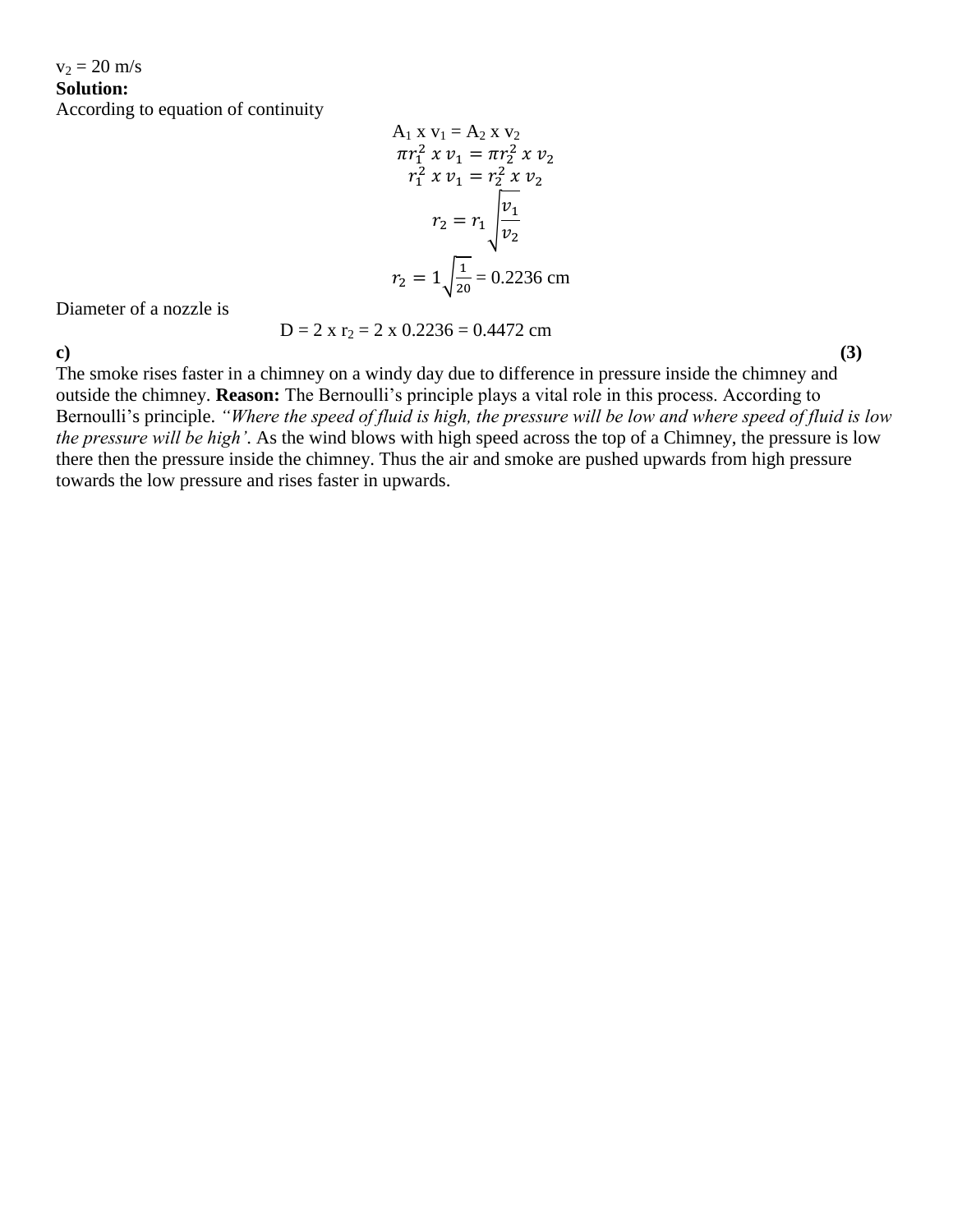$v_2 = 20$ m/s

**Solution:**

According to equation of continuity

$$A_1 \text{ x } v_1 = A_2 \text{ x } v_2$$
$$\pi r_1^2 \ x \ v_1 = \pi r_2^2 \ x \ v_2$$
$$r_1^2 \ x \ v_1 = r_2^2 \ x \ v_2$$
$$r_2 = r_1 \sqrt{\frac{v_1}{v_2}}$$
$$r_2 = 1\sqrt{\frac{1}{20}} = 0.2236 \text{ cm}$$

Diameter of a nozzle is

$$D = 2 \text{ x } r_2 = 2 \text{ x } 0.2236 = 0.4472 \text{ cm}$$

**c)** **(3)**

The smoke rises faster in a chimney on a windy day due to difference in pressure inside the chimney and outside the chimney. **Reason:** The Bernoulli's principle plays a vital role in this process. According to Bernoulli's principle. *"Where the speed of fluid is high, the pressure will be low and where speed of fluid is low the pressure will be high'*. As the wind blows with high speed across the top of a Chimney, the pressure is low there then the pressure inside the chimney. Thus the air and smoke are pushed upwards from high pressure towards the low pressure and rises faster in upwards.